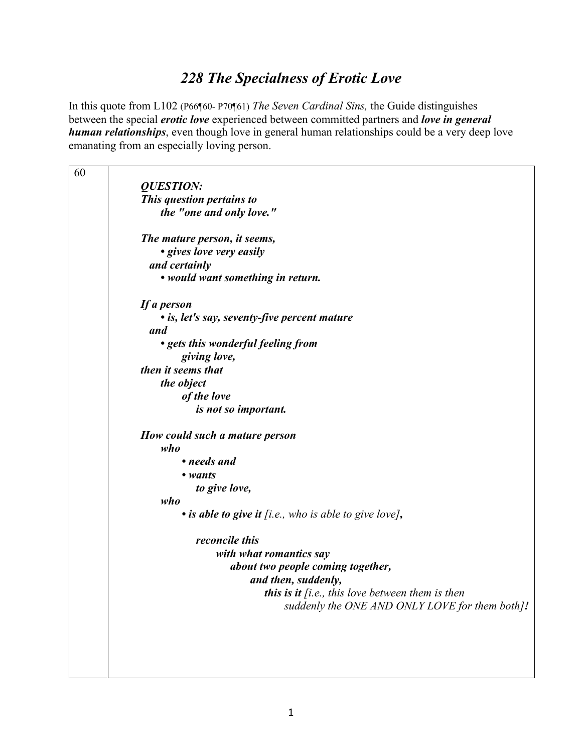# *228 The Specialness of Erotic Love*

In this quote from L102 (P66¶60- P70¶61) *The Seven Cardinal Sins,* the Guide distinguishes between the special ***erotic love*** experienced between committed partners and ***love in general human relationships***, even though love in general human relationships could be a very deep love emanating from an especially loving person.

| 60 | ***QUESTION:***<br>***This question pertains to***<br>&nbsp;&nbsp;&nbsp;&nbsp;***the "one and only love."***<br><br>***The mature person, it seems,***<br>&nbsp;&nbsp;&nbsp;&nbsp;***• gives love very easily***<br>&nbsp;&nbsp;***and certainly***<br>&nbsp;&nbsp;&nbsp;&nbsp;***• would want something in return.***<br><br>***If a person***<br>&nbsp;&nbsp;&nbsp;&nbsp;***• is, let's say, seventy-five percent mature***<br>&nbsp;&nbsp;***and***<br>&nbsp;&nbsp;&nbsp;&nbsp;***• gets this wonderful feeling from***<br>&nbsp;&nbsp;&nbsp;&nbsp;&nbsp;&nbsp;&nbsp;&nbsp;***giving love,***<br>***then it seems that***<br>&nbsp;&nbsp;&nbsp;&nbsp;***the object***<br>&nbsp;&nbsp;&nbsp;&nbsp;&nbsp;&nbsp;&nbsp;&nbsp;***of the love***<br>&nbsp;&nbsp;&nbsp;&nbsp;&nbsp;&nbsp;&nbsp;&nbsp;&nbsp;&nbsp;&nbsp;&nbsp;***is not so important.***<br><br>***How could such a mature person***<br>&nbsp;&nbsp;&nbsp;&nbsp;***who***<br>&nbsp;&nbsp;&nbsp;&nbsp;&nbsp;&nbsp;&nbsp;&nbsp;***• needs and***<br>&nbsp;&nbsp;&nbsp;&nbsp;&nbsp;&nbsp;&nbsp;&nbsp;***• wants***<br>&nbsp;&nbsp;&nbsp;&nbsp;&nbsp;&nbsp;&nbsp;&nbsp;&nbsp;&nbsp;&nbsp;&nbsp;***to give love,***<br>&nbsp;&nbsp;&nbsp;&nbsp;***who***<br>&nbsp;&nbsp;&nbsp;&nbsp;&nbsp;&nbsp;&nbsp;&nbsp;***• is able to give it*** *[i.e., who is able to give love]**,***<br><br>&nbsp;&nbsp;&nbsp;&nbsp;&nbsp;&nbsp;&nbsp;&nbsp;&nbsp;&nbsp;&nbsp;&nbsp;***reconcile this***<br>&nbsp;&nbsp;&nbsp;&nbsp;&nbsp;&nbsp;&nbsp;&nbsp;&nbsp;&nbsp;&nbsp;&nbsp;&nbsp;&nbsp;&nbsp;&nbsp;***with what romantics say***<br>&nbsp;&nbsp;&nbsp;&nbsp;&nbsp;&nbsp;&nbsp;&nbsp;&nbsp;&nbsp;&nbsp;&nbsp;&nbsp;&nbsp;&nbsp;&nbsp;&nbsp;&nbsp;&nbsp;&nbsp;***about two people coming together,***<br>&nbsp;&nbsp;&nbsp;&nbsp;&nbsp;&nbsp;&nbsp;&nbsp;&nbsp;&nbsp;&nbsp;&nbsp;&nbsp;&nbsp;&nbsp;&nbsp;&nbsp;&nbsp;&nbsp;&nbsp;&nbsp;&nbsp;&nbsp;&nbsp;***and then, suddenly,***<br>&nbsp;&nbsp;&nbsp;&nbsp;&nbsp;&nbsp;&nbsp;&nbsp;&nbsp;&nbsp;&nbsp;&nbsp;&nbsp;&nbsp;&nbsp;&nbsp;&nbsp;&nbsp;&nbsp;&nbsp;&nbsp;&nbsp;&nbsp;&nbsp;&nbsp;&nbsp;&nbsp;&nbsp;***this is it*** *[i.e., this love between them is then suddenly the ONE AND ONLY LOVE for them both]**!*** |
|---|---|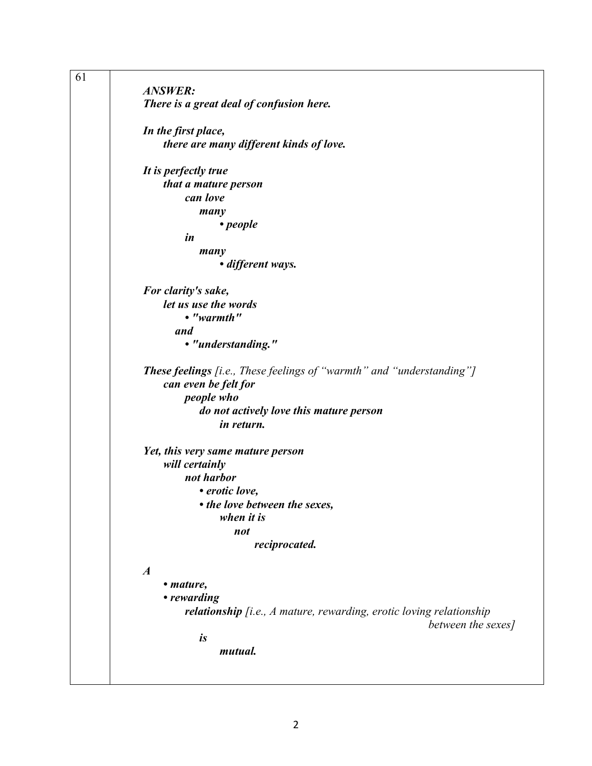61

***ANSWER:***
***There is a great deal of confusion here.***

***In the first place,***
***there are many different kinds of love.***

***It is perfectly true***
***that a mature person***
***can love***
***many***
***• people***
***in***
***many***
***• different ways.***

***For clarity's sake,***
***let us use the words***
***• "warmth"***
***and***
***• "understanding."***

***These feelings*** *[i.e., These feelings of "warmth" and "understanding"]*
***can even be felt for***
***people who***
***do not actively love this mature person***
***in return.***

***Yet, this very same mature person***
***will certainly***
***not harbor***
***• erotic love,***
***• the love between the sexes,***
***when it is***
***not***
***reciprocated.***

***A***
***• mature,***
***• rewarding***
***relationship*** *[i.e., A mature, rewarding, erotic loving relationship between the sexes]*
***is***
***mutual.***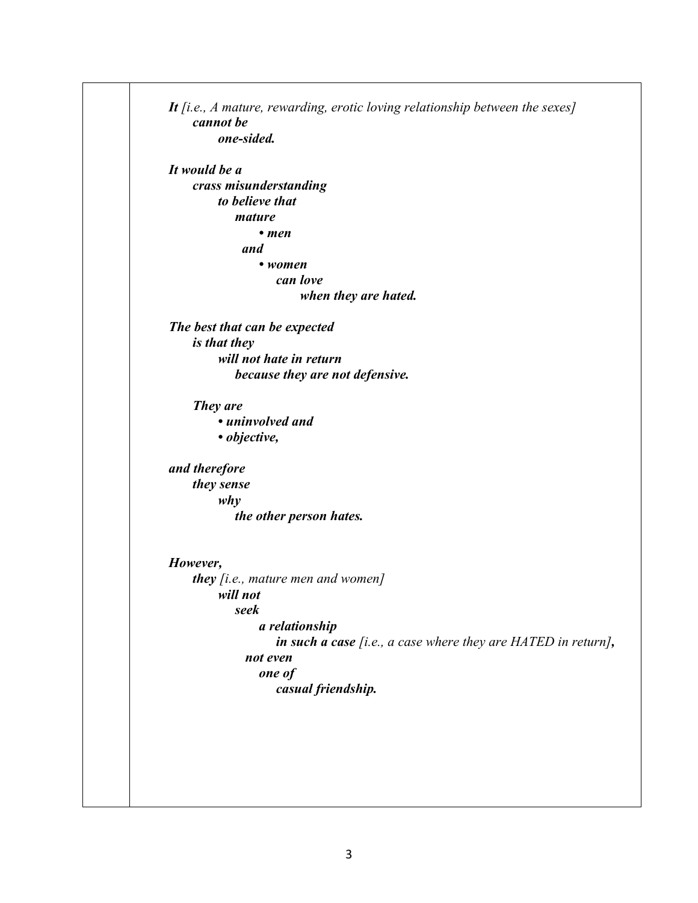***It*** *[i.e., A mature, rewarding, erotic loving relationship between the sexes]*
***cannot be***
***one-sided.***

***It would be a***
***crass misunderstanding***
***to believe that***
***mature***
- ***men***

***and***
- ***women***

***can love***
***when they are hated.***

***The best that can be expected***
***is that they***
***will not hate in return***
***because they are not defensive.***

***They are***
- ***uninvolved and***
- ***objective,***

***and therefore***
***they sense***
***why***
***the other person hates.***

***However,***
***they*** *[i.e., mature men and women]*
***will not***
***seek***
***a relationship***
***in such a case*** *[i.e., a case where they are HATED in return]**,***
***not even***
***one of***
***casual friendship.***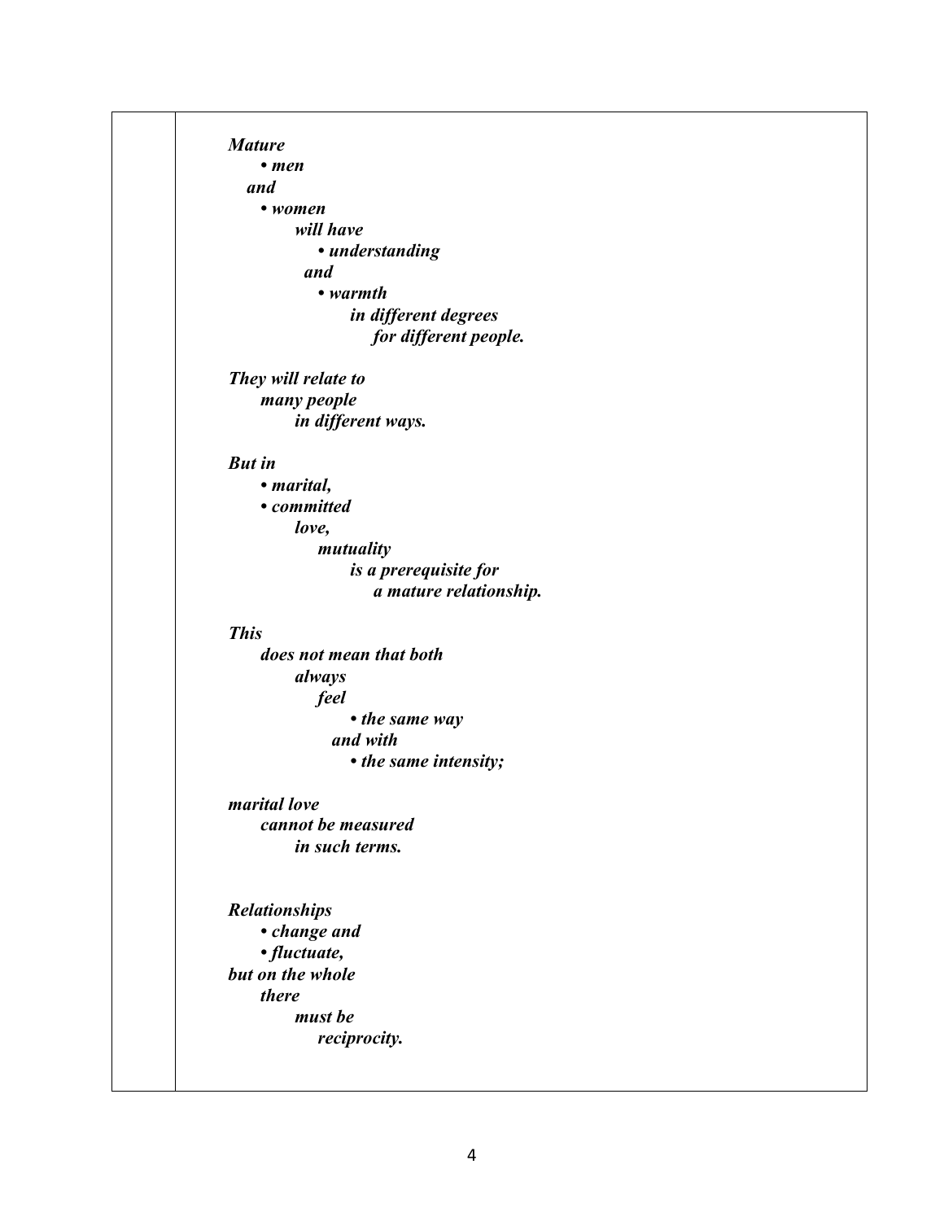***Mature***
***• men***
***and***
***• women***
***will have***
***• understanding***
***and***
***• warmth***
***in different degrees***
***for different people.***

***They will relate to***
***many people***
***in different ways.***

***But in***
***• marital,***
***• committed***
***love,***
***mutuality***
***is a prerequisite for***
***a mature relationship.***

***This***
***does not mean that both***
***always***
***feel***
***• the same way***
***and with***
***• the same intensity;***

***marital love***
***cannot be measured***
***in such terms.***

***Relationships***
***• change and***
***• fluctuate,***
***but on the whole***
***there***
***must be***
***reciprocity.***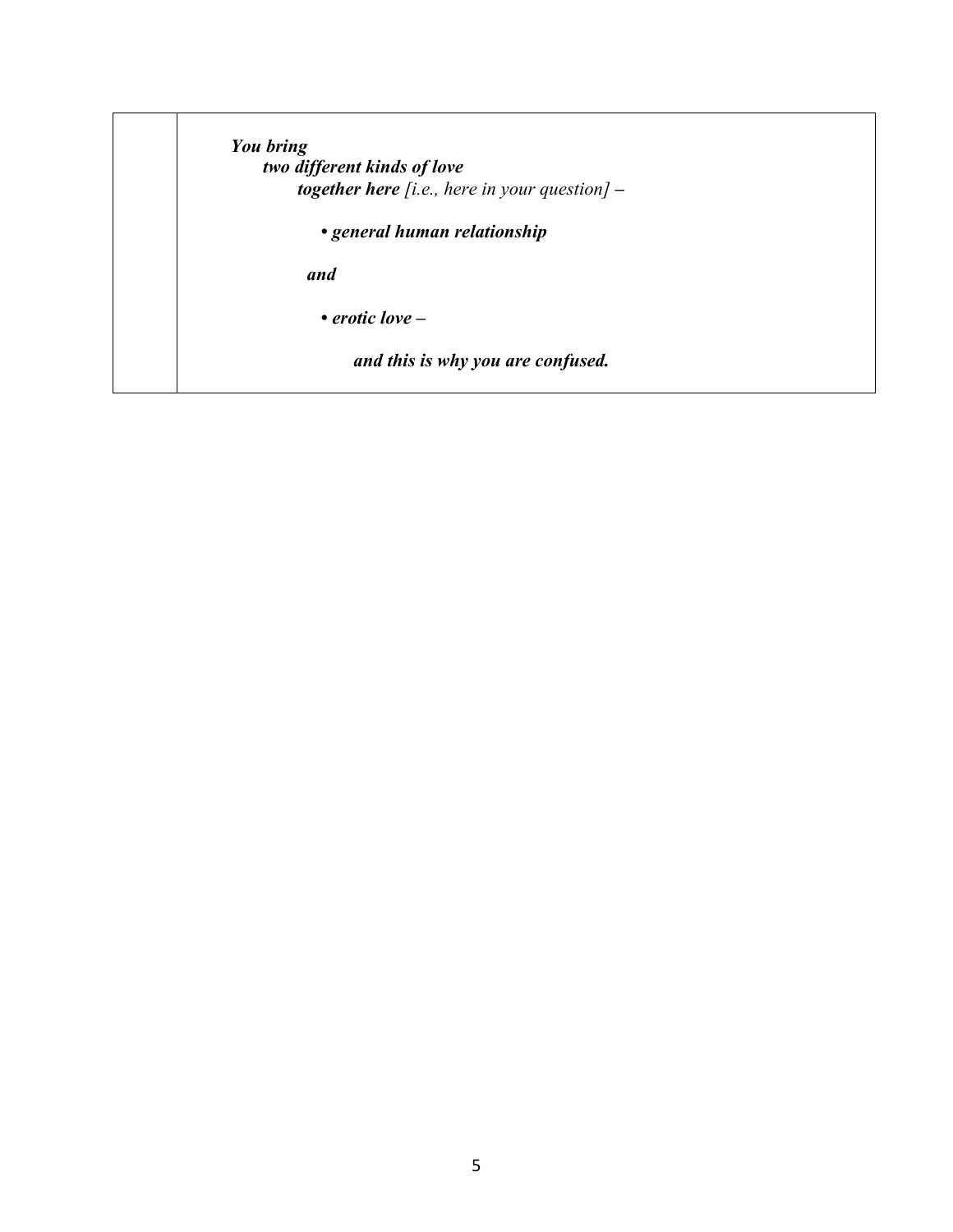***You bring***
***two different kinds of love***
***together here** [i.e., here in your question]* **–**

***• general human relationship***

***and***

***• erotic love –***

***and this is why you are confused.***